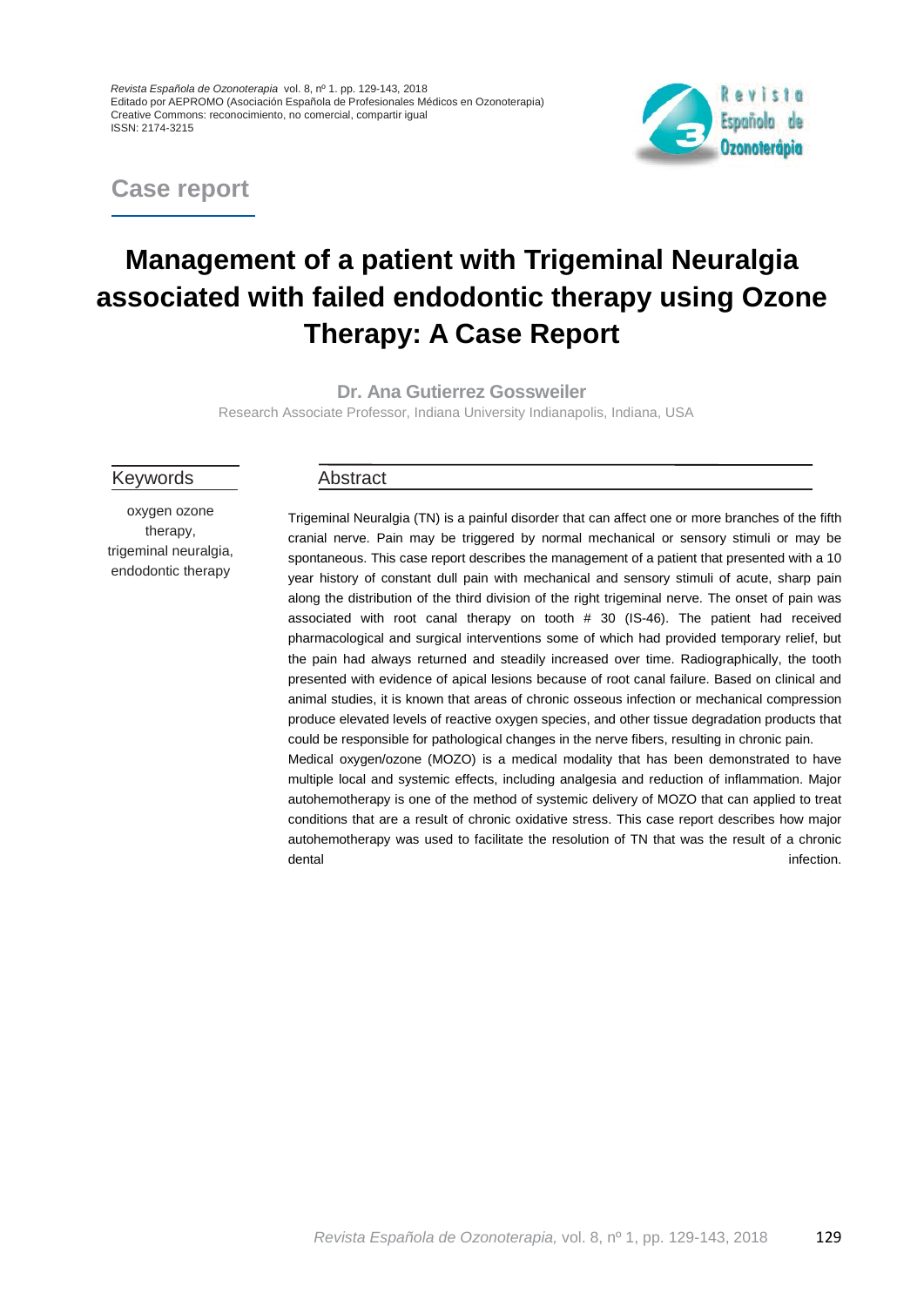Case report

# Management of a patient with Trigeminal Neuralgia associated with failed endodontic therapy using Ozone Therapy: A Case Report

**Dr. Ana Gutierrez Gossweiler**

Research Associate Professor, Indiana University Indianapolis, Indiana, USA

## Keywords

oxygen ozone therapy, trigeminal neuralgia, endodontic therapy

## Abstract

Trigeminal Neuralgia (TN) is a painful disorder that can affect one or more branches of the fifth cranial nerve. Pain may be triggered by normal mechanical or sensory stimuli or may be spontaneous. This case report describes the management of a patient that presented with a 10 year history of constant dull pain with mechanical and sensory stimuli of acute, sharp pain along the distribution of the third division of the right trigeminal nerve. The onset of pain was associated with root canal therapy on tooth # 30 (IS-46). The patient had received pharmacological and surgical interventions some of which had provided temporary relief, but the pain had always returned and steadily increased over time. Radiographically, the tooth presented with evidence of apical lesions because of root canal failure. Based on clinical and animal studies, it is known that areas of chronic osseous infection or mechanical compression produce elevated levels of reactive oxygen species, and other tissue degradation products that could be responsible for pathological changes in the nerve fibers, resulting in chronic pain.

Medical oxygen/ozone (MOZO) is a medical modality that has been demonstrated to have multiple local and systemic effects, including analgesia and reduction of inflammation. Major autohemotherapy is one of the method of systemic delivery of MOZO that can applied to treat conditions that are a result of chronic oxidative stress. This case report describes how major autohemotherapy was used to facilitate the resolution of TN that was the result of a chronic dental infection.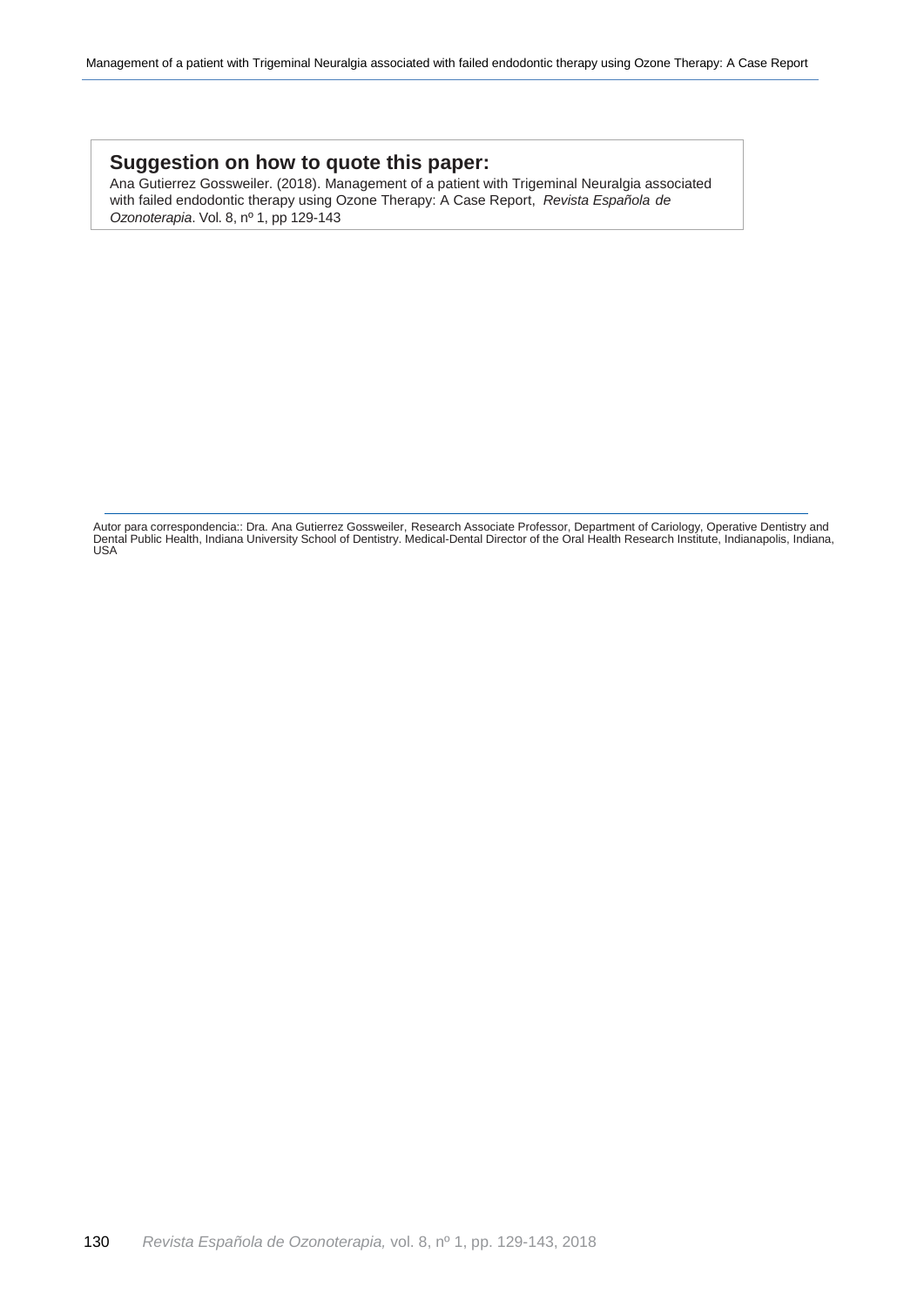**Suggestion on how to quote this paper:**

Ana Gutierrez Gossweiler. (2018). Management of a patient with Trigeminal Neuralgia associated with failed endodontic therapy using Ozone Therapy: A Case Report, *Revista Española de Ozonoterapia*. Vol. 8, nº 1, pp 129-143

---

Autor para correspondencia:: Dra. Ana Gutierrez Gossweiler, Research Associate Professor, Department of Cariology, Operative Dentistry and Dental Public Health, Indiana University School of Dentistry. Medical-Dental Director of the Oral Health Research Institute, Indianapolis, Indiana, USA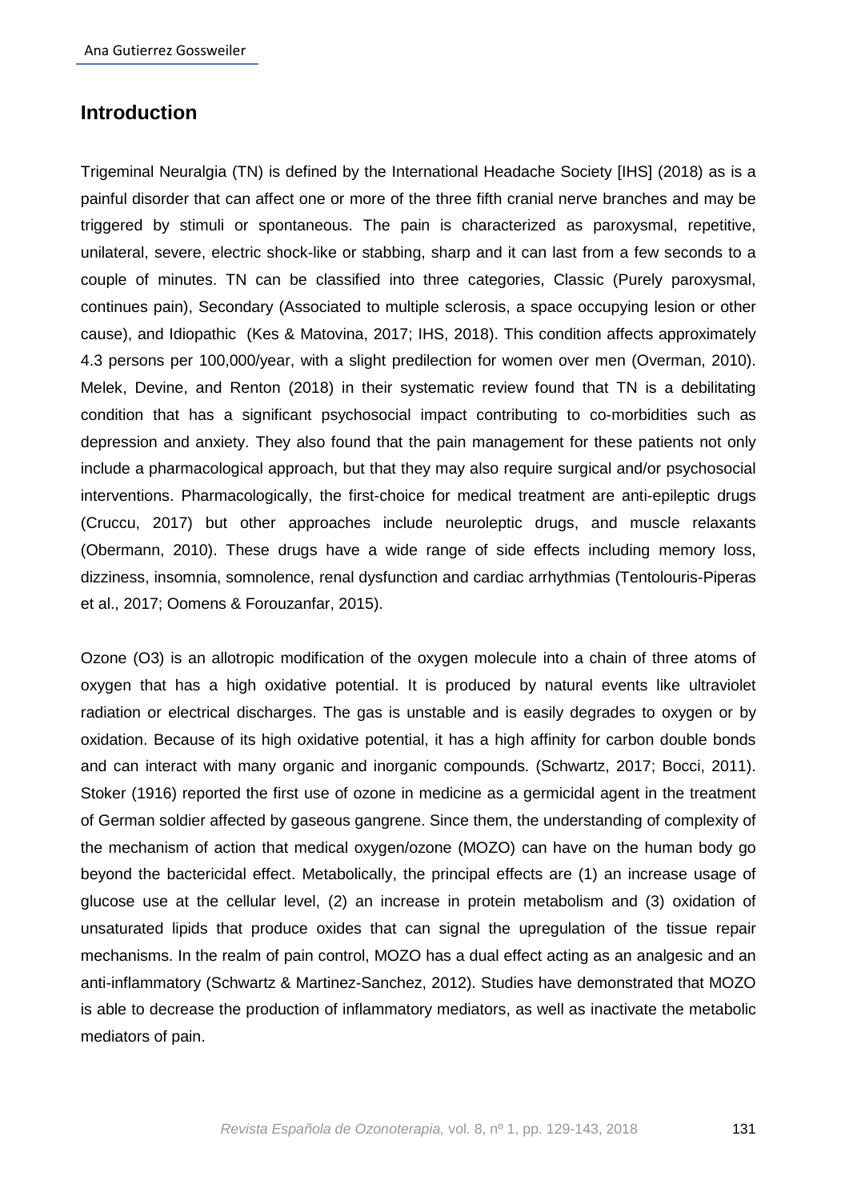## Introduction

Trigeminal Neuralgia (TN) is defined by the International Headache Society [IHS] (2018) as is a painful disorder that can affect one or more of the three fifth cranial nerve branches and may be triggered by stimuli or spontaneous. The pain is characterized as paroxysmal, repetitive, unilateral, severe, electric shock-like or stabbing, sharp and it can last from a few seconds to a couple of minutes. TN can be classified into three categories, Classic (Purely paroxysmal, continues pain), Secondary (Associated to multiple sclerosis, a space occupying lesion or other cause), and Idiopathic (Kes & Matovina, 2017; IHS, 2018). This condition affects approximately 4.3 persons per 100,000/year, with a slight predilection for women over men (Overman, 2010). Melek, Devine, and Renton (2018) in their systematic review found that TN is a debilitating condition that has a significant psychosocial impact contributing to co-morbidities such as depression and anxiety. They also found that the pain management for these patients not only include a pharmacological approach, but that they may also require surgical and/or psychosocial interventions. Pharmacologically, the first-choice for medical treatment are anti-epileptic drugs (Cruccu, 2017) but other approaches include neuroleptic drugs, and muscle relaxants (Obermann, 2010). These drugs have a wide range of side effects including memory loss, dizziness, insomnia, somnolence, renal dysfunction and cardiac arrhythmias (Tentolouris-Piperas et al., 2017; Oomens & Forouzanfar, 2015).

Ozone (O3) is an allotropic modification of the oxygen molecule into a chain of three atoms of oxygen that has a high oxidative potential. It is produced by natural events like ultraviolet radiation or electrical discharges. The gas is unstable and is easily degrades to oxygen or by oxidation. Because of its high oxidative potential, it has a high affinity for carbon double bonds and can interact with many organic and inorganic compounds. (Schwartz, 2017; Bocci, 2011). Stoker (1916) reported the first use of ozone in medicine as a germicidal agent in the treatment of German soldier affected by gaseous gangrene. Since them, the understanding of complexity of the mechanism of action that medical oxygen/ozone (MOZO) can have on the human body go beyond the bactericidal effect. Metabolically, the principal effects are (1) an increase usage of glucose use at the cellular level, (2) an increase in protein metabolism and (3) oxidation of unsaturated lipids that produce oxides that can signal the upregulation of the tissue repair mechanisms. In the realm of pain control, MOZO has a dual effect acting as an analgesic and an anti-inflammatory (Schwartz & Martinez-Sanchez, 2012). Studies have demonstrated that MOZO is able to decrease the production of inflammatory mediators, as well as inactivate the metabolic mediators of pain.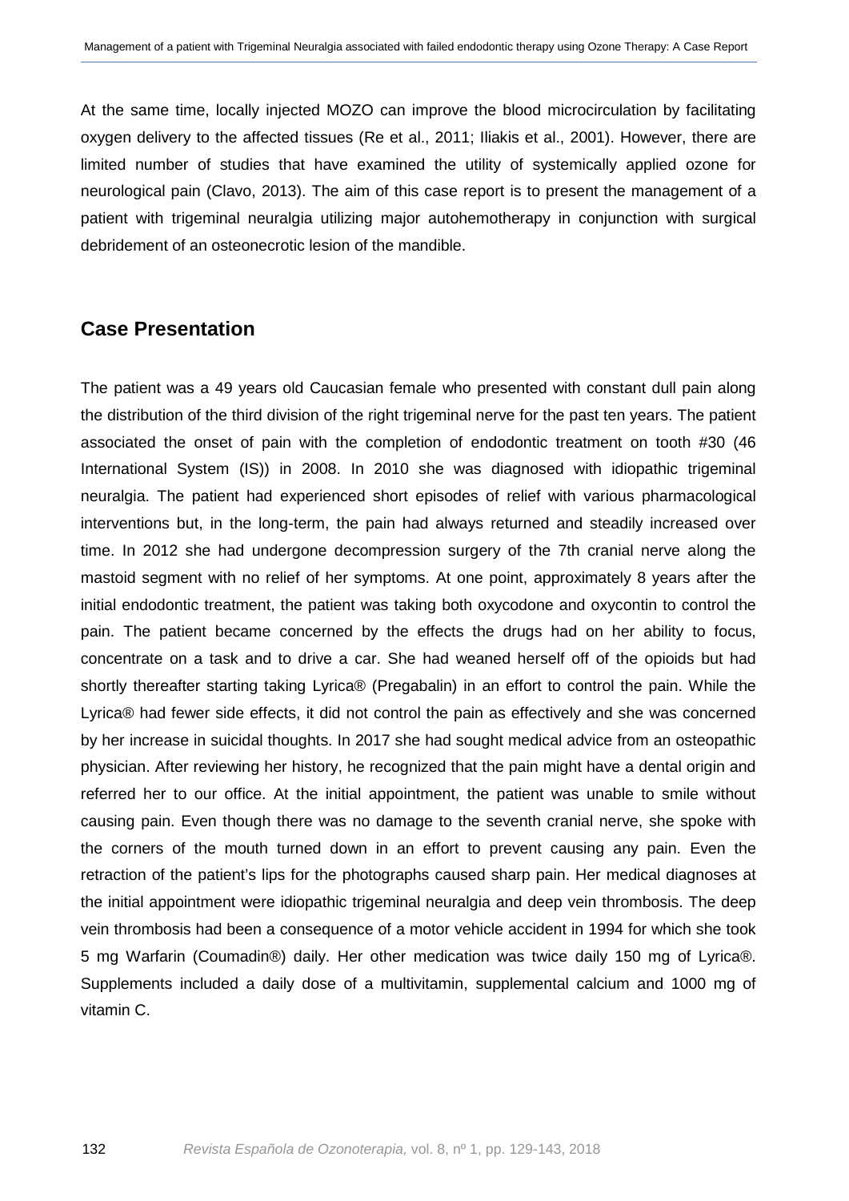At the same time, locally injected MOZO can improve the blood microcirculation by facilitating oxygen delivery to the affected tissues (Re et al., 2011; Iliakis et al., 2001). However, there are limited number of studies that have examined the utility of systemically applied ozone for neurological pain (Clavo, 2013). The aim of this case report is to present the management of a patient with trigeminal neuralgia utilizing major autohemotherapy in conjunction with surgical debridement of an osteonecrotic lesion of the mandible.

## Case Presentation

The patient was a 49 years old Caucasian female who presented with constant dull pain along the distribution of the third division of the right trigeminal nerve for the past ten years. The patient associated the onset of pain with the completion of endodontic treatment on tooth #30 (46 International System (IS)) in 2008. In 2010 she was diagnosed with idiopathic trigeminal neuralgia. The patient had experienced short episodes of relief with various pharmacological interventions but, in the long-term, the pain had always returned and steadily increased over time. In 2012 she had undergone decompression surgery of the 7th cranial nerve along the mastoid segment with no relief of her symptoms. At one point, approximately 8 years after the initial endodontic treatment, the patient was taking both oxycodone and oxycontin to control the pain. The patient became concerned by the effects the drugs had on her ability to focus, concentrate on a task and to drive a car. She had weaned herself off of the opioids but had shortly thereafter starting taking Lyrica® (Pregabalin) in an effort to control the pain. While the Lyrica® had fewer side effects, it did not control the pain as effectively and she was concerned by her increase in suicidal thoughts. In 2017 she had sought medical advice from an osteopathic physician. After reviewing her history, he recognized that the pain might have a dental origin and referred her to our office. At the initial appointment, the patient was unable to smile without causing pain. Even though there was no damage to the seventh cranial nerve, she spoke with the corners of the mouth turned down in an effort to prevent causing any pain. Even the retraction of the patient's lips for the photographs caused sharp pain. Her medical diagnoses at the initial appointment were idiopathic trigeminal neuralgia and deep vein thrombosis. The deep vein thrombosis had been a consequence of a motor vehicle accident in 1994 for which she took 5 mg Warfarin (Coumadin®) daily. Her other medication was twice daily 150 mg of Lyrica®. Supplements included a daily dose of a multivitamin, supplemental calcium and 1000 mg of vitamin C.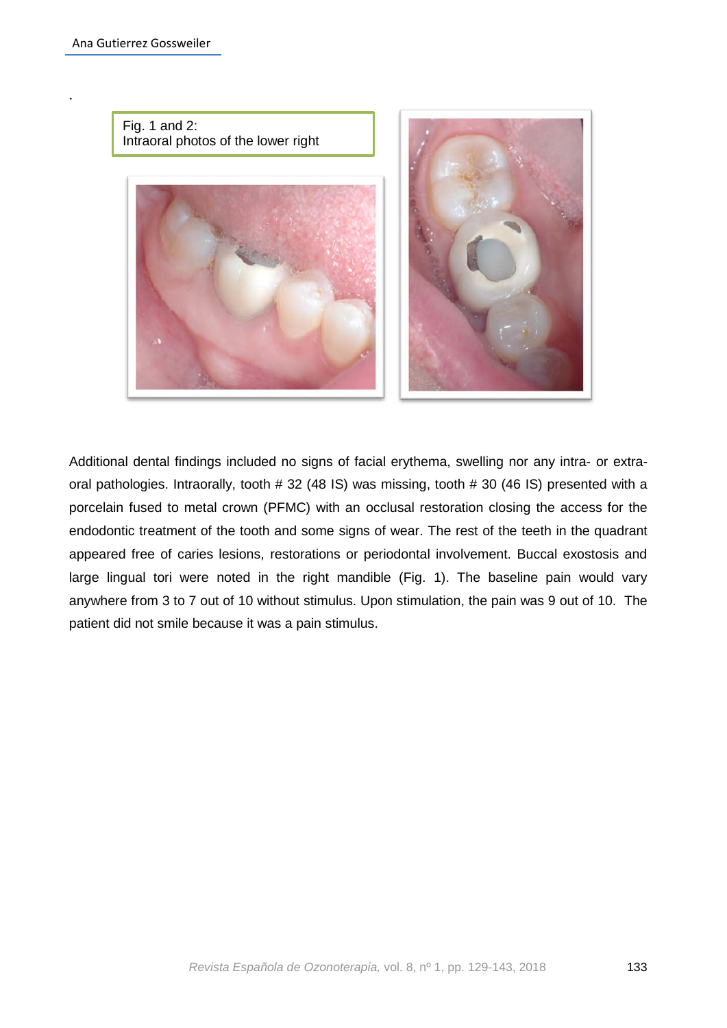Fig. 1 and 2:
Intraoral photos of the lower right

Additional dental findings included no signs of facial erythema, swelling nor any intra- or extra-oral pathologies. Intraorally, tooth # 32 (48 IS) was missing, tooth # 30 (46 IS) presented with a porcelain fused to metal crown (PFMC) with an occlusal restoration closing the access for the endodontic treatment of the tooth and some signs of wear. The rest of the teeth in the quadrant appeared free of caries lesions, restorations or periodontal involvement. Buccal exostosis and large lingual tori were noted in the right mandible (Fig. 1). The baseline pain would vary anywhere from 3 to 7 out of 10 without stimulus. Upon stimulation, the pain was 9 out of 10. The patient did not smile because it was a pain stimulus.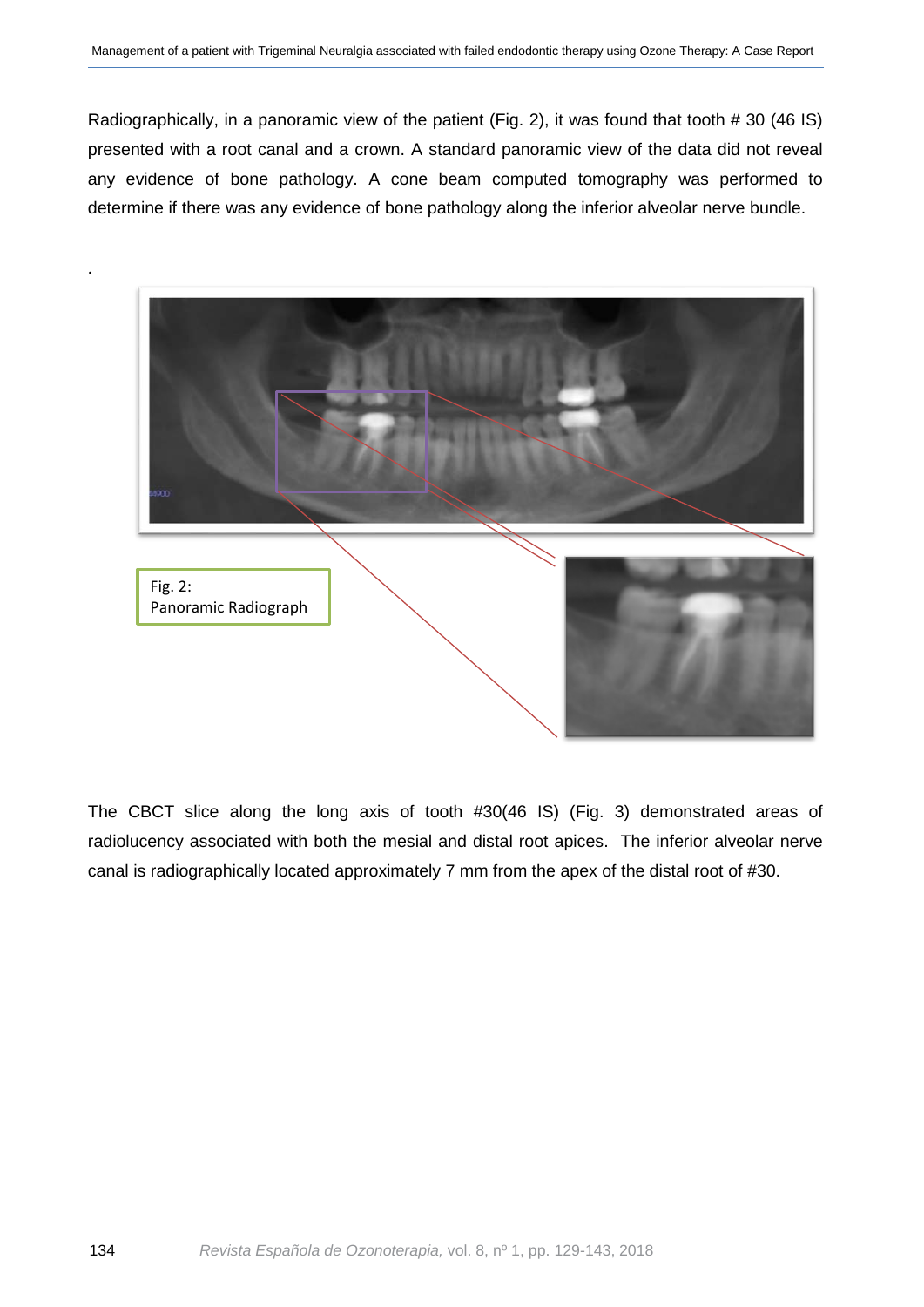Radiographically, in a panoramic view of the patient (Fig. 2), it was found that tooth # 30 (46 IS) presented with a root canal and a crown. A standard panoramic view of the data did not reveal any evidence of bone pathology. A cone beam computed tomography was performed to determine if there was any evidence of bone pathology along the inferior alveolar nerve bundle.

.

Fig. 2:
Panoramic Radiograph

The CBCT slice along the long axis of tooth #30(46 IS) (Fig. 3) demonstrated areas of radiolucency associated with both the mesial and distal root apices. The inferior alveolar nerve canal is radiographically located approximately 7 mm from the apex of the distal root of #30.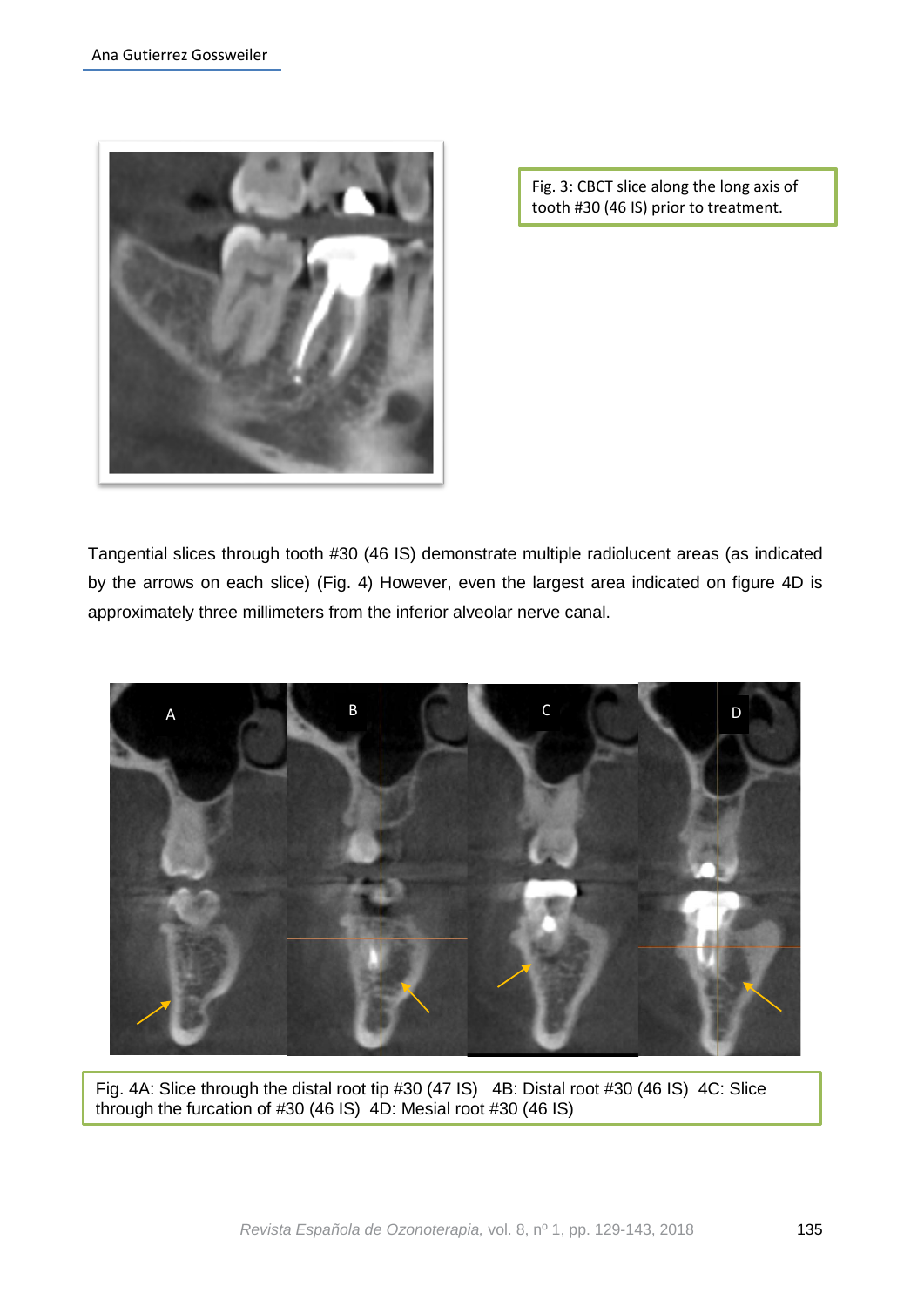Fig. 3: CBCT slice along the long axis of tooth #30 (46 IS) prior to treatment.

Tangential slices through tooth #30 (46 IS) demonstrate multiple radiolucent areas (as indicated by the arrows on each slice) (Fig. 4) However, even the largest area indicated on figure 4D is approximately three millimeters from the inferior alveolar nerve canal.

Fig. 4A: Slice through the distal root tip #30 (47 IS)   4B: Distal root #30 (46 IS)  4C: Slice through the furcation of #30 (46 IS)  4D: Mesial root #30 (46 IS)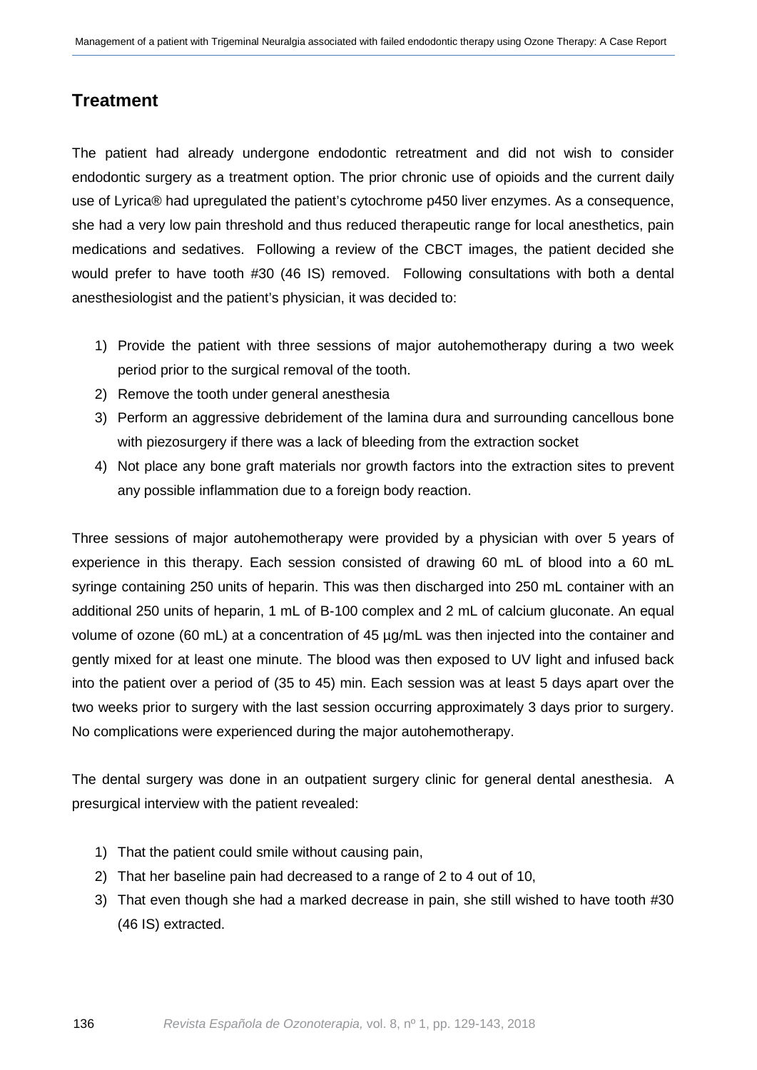## Treatment

The patient had already undergone endodontic retreatment and did not wish to consider endodontic surgery as a treatment option. The prior chronic use of opioids and the current daily use of Lyrica® had upregulated the patient's cytochrome p450 liver enzymes. As a consequence, she had a very low pain threshold and thus reduced therapeutic range for local anesthetics, pain medications and sedatives. Following a review of the CBCT images, the patient decided she would prefer to have tooth #30 (46 IS) removed. Following consultations with both a dental anesthesiologist and the patient's physician, it was decided to:

1) Provide the patient with three sessions of major autohemotherapy during a two week period prior to the surgical removal of the tooth.
2) Remove the tooth under general anesthesia
3) Perform an aggressive debridement of the lamina dura and surrounding cancellous bone with piezosurgery if there was a lack of bleeding from the extraction socket
4) Not place any bone graft materials nor growth factors into the extraction sites to prevent any possible inflammation due to a foreign body reaction.

Three sessions of major autohemotherapy were provided by a physician with over 5 years of experience in this therapy. Each session consisted of drawing 60 mL of blood into a 60 mL syringe containing 250 units of heparin. This was then discharged into 250 mL container with an additional 250 units of heparin, 1 mL of B-100 complex and 2 mL of calcium gluconate. An equal volume of ozone (60 mL) at a concentration of 45 µg/mL was then injected into the container and gently mixed for at least one minute. The blood was then exposed to UV light and infused back into the patient over a period of (35 to 45) min. Each session was at least 5 days apart over the two weeks prior to surgery with the last session occurring approximately 3 days prior to surgery. No complications were experienced during the major autohemotherapy.

The dental surgery was done in an outpatient surgery clinic for general dental anesthesia. A presurgical interview with the patient revealed:

1) That the patient could smile without causing pain,
2) That her baseline pain had decreased to a range of 2 to 4 out of 10,
3) That even though she had a marked decrease in pain, she still wished to have tooth #30 (46 IS) extracted.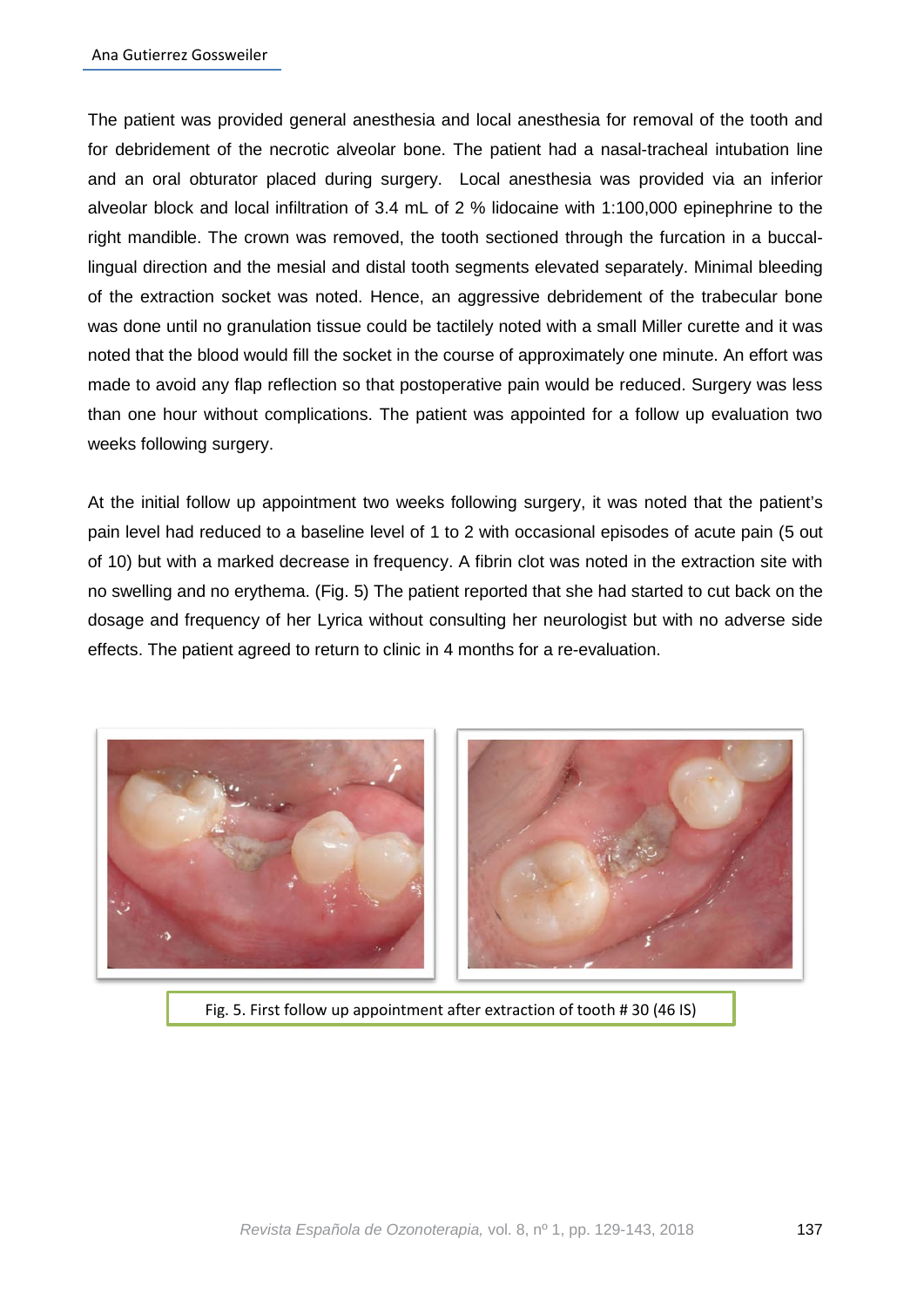The patient was provided general anesthesia and local anesthesia for removal of the tooth and for debridement of the necrotic alveolar bone. The patient had a nasal-tracheal intubation line and an oral obturator placed during surgery. Local anesthesia was provided via an inferior alveolar block and local infiltration of 3.4 mL of 2 % lidocaine with 1:100,000 epinephrine to the right mandible. The crown was removed, the tooth sectioned through the furcation in a buccal-lingual direction and the mesial and distal tooth segments elevated separately. Minimal bleeding of the extraction socket was noted. Hence, an aggressive debridement of the trabecular bone was done until no granulation tissue could be tactilely noted with a small Miller curette and it was noted that the blood would fill the socket in the course of approximately one minute. An effort was made to avoid any flap reflection so that postoperative pain would be reduced. Surgery was less than one hour without complications. The patient was appointed for a follow up evaluation two weeks following surgery.

At the initial follow up appointment two weeks following surgery, it was noted that the patient's pain level had reduced to a baseline level of 1 to 2 with occasional episodes of acute pain (5 out of 10) but with a marked decrease in frequency. A fibrin clot was noted in the extraction site with no swelling and no erythema. (Fig. 5) The patient reported that she had started to cut back on the dosage and frequency of her Lyrica without consulting her neurologist but with no adverse side effects. The patient agreed to return to clinic in 4 months for a re-evaluation.

Fig. 5. First follow up appointment after extraction of tooth # 30 (46 IS)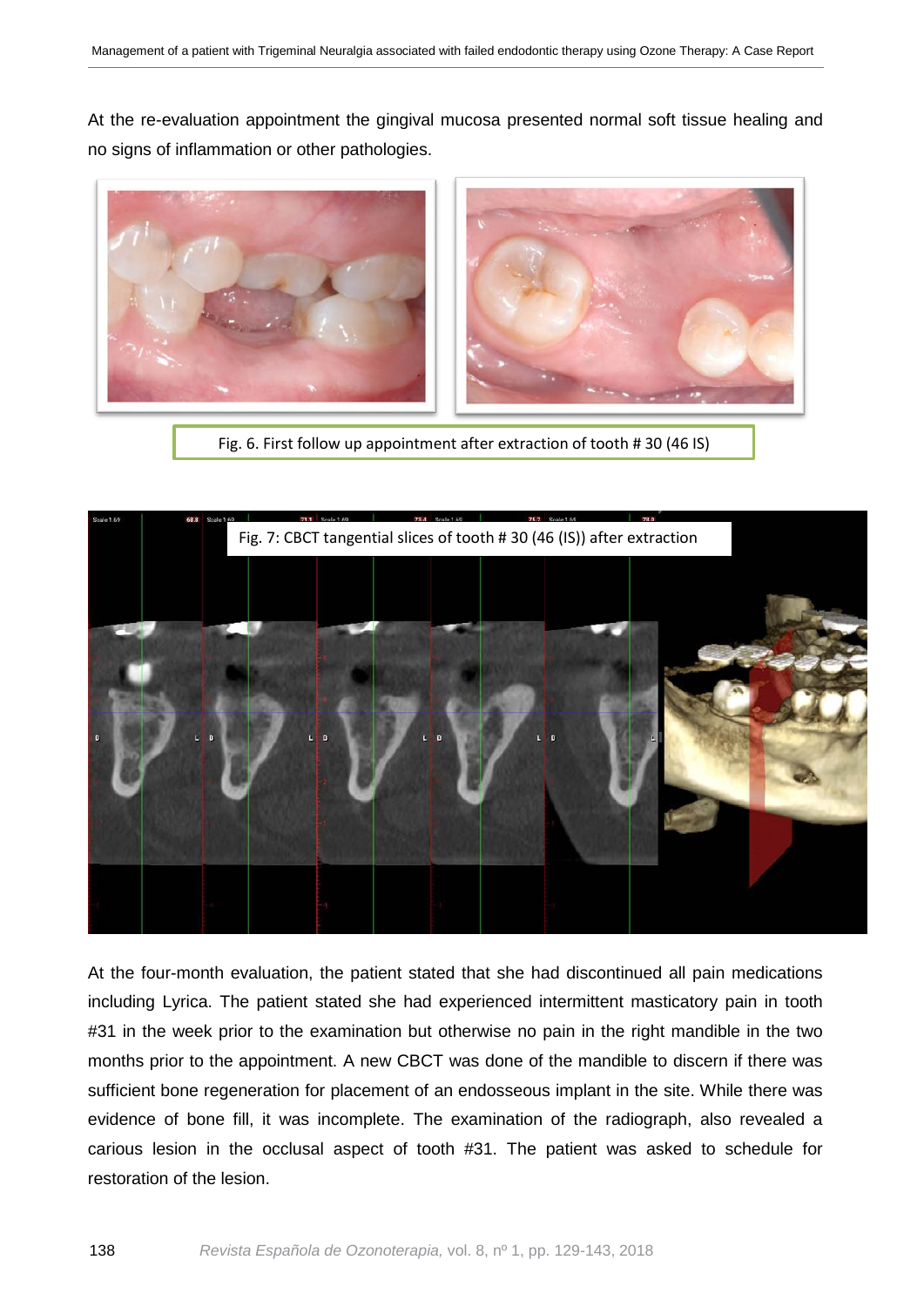At the re-evaluation appointment the gingival mucosa presented normal soft tissue healing and no signs of inflammation or other pathologies.

Fig. 6. First follow up appointment after extraction of tooth # 30 (46 IS)

Fig. 7: CBCT tangential slices of tooth # 30 (46 (IS)) after extraction

At the four-month evaluation, the patient stated that she had discontinued all pain medications including Lyrica. The patient stated she had experienced intermittent masticatory pain in tooth #31 in the week prior to the examination but otherwise no pain in the right mandible in the two months prior to the appointment. A new CBCT was done of the mandible to discern if there was sufficient bone regeneration for placement of an endosseous implant in the site. While there was evidence of bone fill, it was incomplete. The examination of the radiograph, also revealed a carious lesion in the occlusal aspect of tooth #31. The patient was asked to schedule for restoration of the lesion.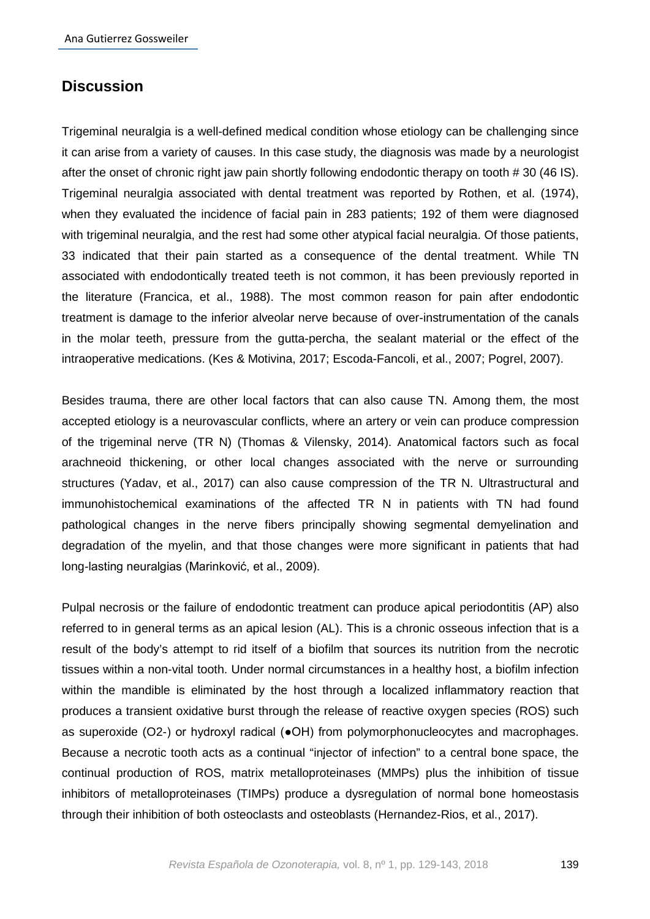## Discussion

Trigeminal neuralgia is a well-defined medical condition whose etiology can be challenging since it can arise from a variety of causes. In this case study, the diagnosis was made by a neurologist after the onset of chronic right jaw pain shortly following endodontic therapy on tooth # 30 (46 IS). Trigeminal neuralgia associated with dental treatment was reported by Rothen, et al. (1974), when they evaluated the incidence of facial pain in 283 patients; 192 of them were diagnosed with trigeminal neuralgia, and the rest had some other atypical facial neuralgia. Of those patients, 33 indicated that their pain started as a consequence of the dental treatment. While TN associated with endodontically treated teeth is not common, it has been previously reported in the literature (Francica, et al., 1988). The most common reason for pain after endodontic treatment is damage to the inferior alveolar nerve because of over-instrumentation of the canals in the molar teeth, pressure from the gutta-percha, the sealant material or the effect of the intraoperative medications. (Kes & Motivina, 2017; Escoda-Fancoli, et al., 2007; Pogrel, 2007).

Besides trauma, there are other local factors that can also cause TN. Among them, the most accepted etiology is a neurovascular conflicts, where an artery or vein can produce compression of the trigeminal nerve (TR N) (Thomas & Vilensky, 2014). Anatomical factors such as focal arachneoid thickening, or other local changes associated with the nerve or surrounding structures (Yadav, et al., 2017) can also cause compression of the TR N. Ultrastructural and immunohistochemical examinations of the affected TR N in patients with TN had found pathological changes in the nerve fibers principally showing segmental demyelination and degradation of the myelin, and that those changes were more significant in patients that had long-lasting neuralgias (Marinković, et al., 2009).

Pulpal necrosis or the failure of endodontic treatment can produce apical periodontitis (AP) also referred to in general terms as an apical lesion (AL). This is a chronic osseous infection that is a result of the body's attempt to rid itself of a biofilm that sources its nutrition from the necrotic tissues within a non-vital tooth. Under normal circumstances in a healthy host, a biofilm infection within the mandible is eliminated by the host through a localized inflammatory reaction that produces a transient oxidative burst through the release of reactive oxygen species (ROS) such as superoxide ($O_2^-$) or hydroxyl radical (●OH) from polymorphonucleocytes and macrophages. Because a necrotic tooth acts as a continual "injector of infection" to a central bone space, the continual production of ROS, matrix metalloproteinases (MMPs) plus the inhibition of tissue inhibitors of metalloproteinases (TIMPs) produce a dysregulation of normal bone homeostasis through their inhibition of both osteoclasts and osteoblasts (Hernandez-Rios, et al., 2017).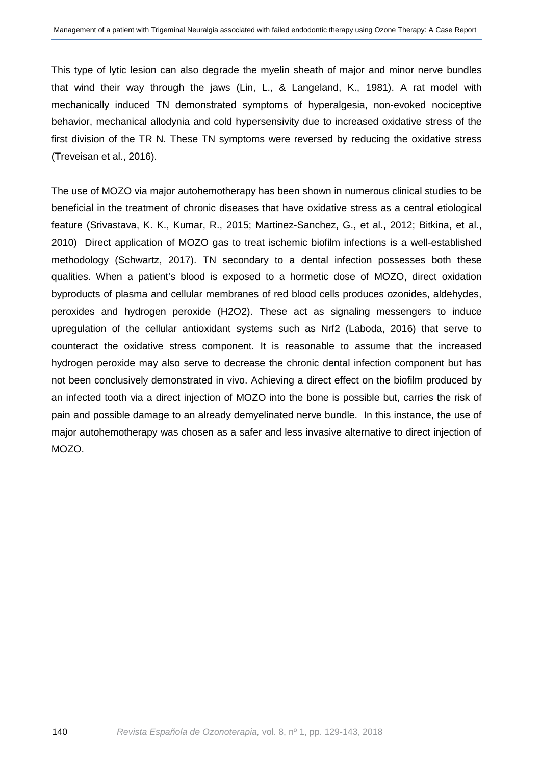This type of lytic lesion can also degrade the myelin sheath of major and minor nerve bundles that wind their way through the jaws (Lin, L., & Langeland, K., 1981). A rat model with mechanically induced TN demonstrated symptoms of hyperalgesia, non-evoked nociceptive behavior, mechanical allodynia and cold hypersensivity due to increased oxidative stress of the first division of the TR N. These TN symptoms were reversed by reducing the oxidative stress (Treveisan et al., 2016).

The use of MOZO via major autohemotherapy has been shown in numerous clinical studies to be beneficial in the treatment of chronic diseases that have oxidative stress as a central etiological feature (Srivastava, K. K., Kumar, R., 2015; Martinez-Sanchez, G., et al., 2012; Bitkina, et al., 2010) Direct application of MOZO gas to treat ischemic biofilm infections is a well-established methodology (Schwartz, 2017). TN secondary to a dental infection possesses both these qualities. When a patient's blood is exposed to a hormetic dose of MOZO, direct oxidation byproducts of plasma and cellular membranes of red blood cells produces ozonides, aldehydes, peroxides and hydrogen peroxide ($H_2O_2$). These act as signaling messengers to induce upregulation of the cellular antioxidant systems such as Nrf2 (Laboda, 2016) that serve to counteract the oxidative stress component. It is reasonable to assume that the increased hydrogen peroxide may also serve to decrease the chronic dental infection component but has not been conclusively demonstrated in vivo. Achieving a direct effect on the biofilm produced by an infected tooth via a direct injection of MOZO into the bone is possible but, carries the risk of pain and possible damage to an already demyelinated nerve bundle. In this instance, the use of major autohemotherapy was chosen as a safer and less invasive alternative to direct injection of MOZO.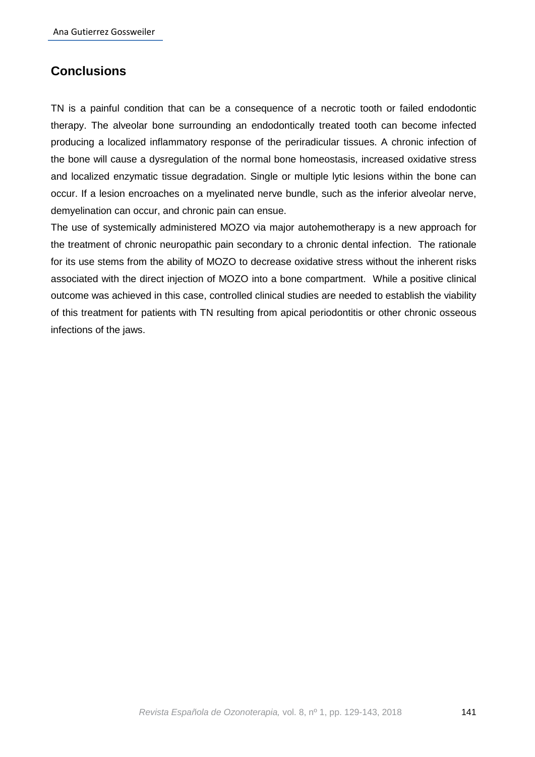## Conclusions

TN is a painful condition that can be a consequence of a necrotic tooth or failed endodontic therapy. The alveolar bone surrounding an endodontically treated tooth can become infected producing a localized inflammatory response of the periradicular tissues. A chronic infection of the bone will cause a dysregulation of the normal bone homeostasis, increased oxidative stress and localized enzymatic tissue degradation. Single or multiple lytic lesions within the bone can occur. If a lesion encroaches on a myelinated nerve bundle, such as the inferior alveolar nerve, demyelination can occur, and chronic pain can ensue.

The use of systemically administered MOZO via major autohemotherapy is a new approach for the treatment of chronic neuropathic pain secondary to a chronic dental infection. The rationale for its use stems from the ability of MOZO to decrease oxidative stress without the inherent risks associated with the direct injection of MOZO into a bone compartment. While a positive clinical outcome was achieved in this case, controlled clinical studies are needed to establish the viability of this treatment for patients with TN resulting from apical periodontitis or other chronic osseous infections of the jaws.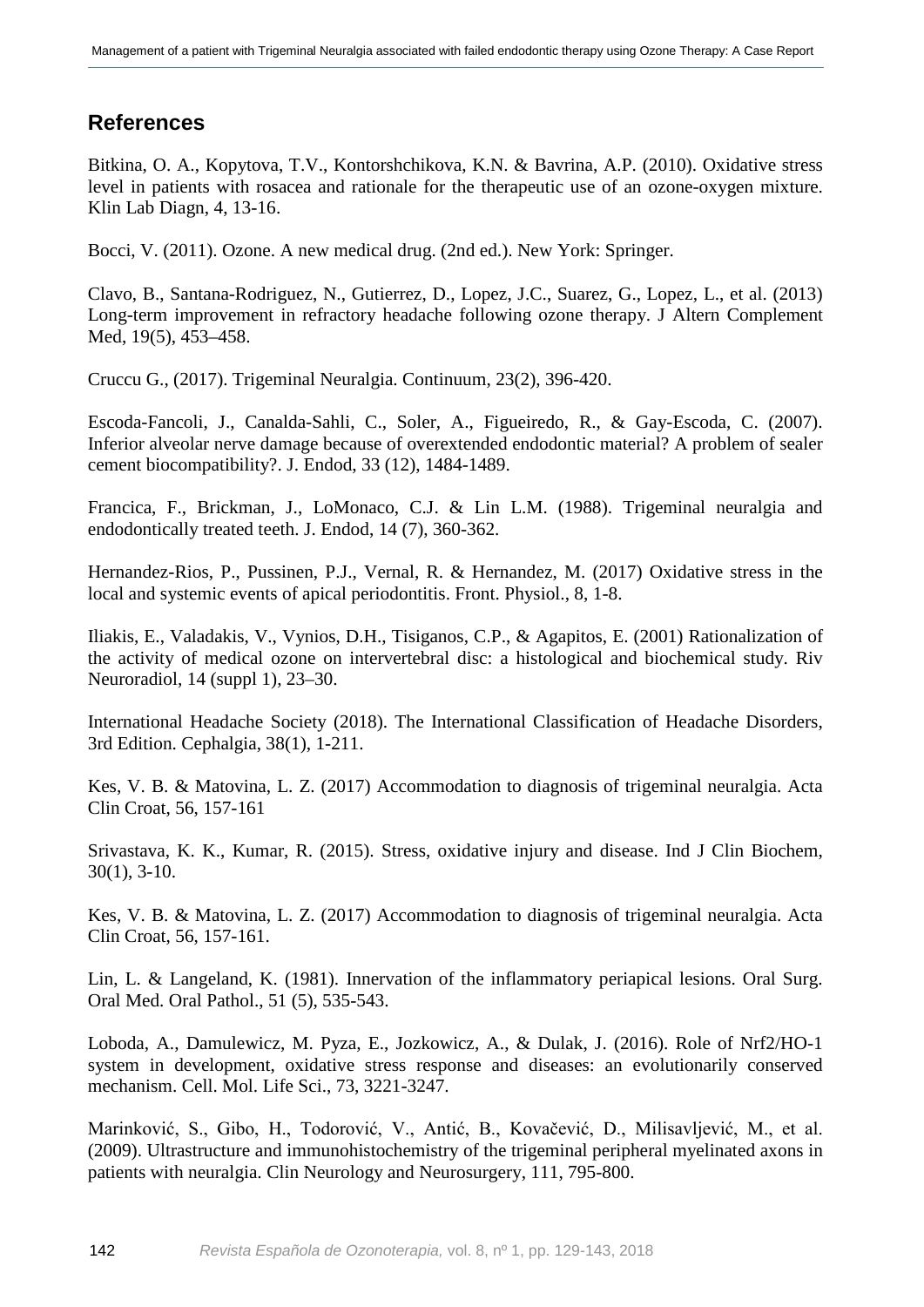## References

Bitkina, O. A., Kopytova, T.V., Kontorshchikova, K.N. & Bavrina, A.P. (2010). Oxidative stress level in patients with rosacea and rationale for the therapeutic use of an ozone-oxygen mixture. Klin Lab Diagn, 4, 13-16.

Bocci, V. (2011). Ozone. A new medical drug. (2nd ed.). New York: Springer.

Clavo, B., Santana-Rodriguez, N., Gutierrez, D., Lopez, J.C., Suarez, G., Lopez, L., et al. (2013) Long-term improvement in refractory headache following ozone therapy. J Altern Complement Med, 19(5), 453–458.

Cruccu G., (2017). Trigeminal Neuralgia. Continuum, 23(2), 396-420.

Escoda-Fancoli, J., Canalda-Sahli, C., Soler, A., Figueiredo, R., & Gay-Escoda, C. (2007). Inferior alveolar nerve damage because of overextended endodontic material? A problem of sealer cement biocompatibility?. J. Endod, 33 (12), 1484-1489.

Francica, F., Brickman, J., LoMonaco, C.J. & Lin L.M. (1988). Trigeminal neuralgia and endodontically treated teeth. J. Endod, 14 (7), 360-362.

Hernandez-Rios, P., Pussinen, P.J., Vernal, R. & Hernandez, M. (2017) Oxidative stress in the local and systemic events of apical periodontitis. Front. Physiol., 8, 1-8.

Iliakis, E., Valadakis, V., Vynios, D.H., Tisiganos, C.P., & Agapitos, E. (2001) Rationalization of the activity of medical ozone on intervertebral disc: a histological and biochemical study. Riv Neuroradiol, 14 (suppl 1), 23–30.

International Headache Society (2018). The International Classification of Headache Disorders, 3rd Edition. Cephalgia, 38(1), 1-211.

Kes, V. B. & Matovina, L. Z. (2017) Accommodation to diagnosis of trigeminal neuralgia. Acta Clin Croat, 56, 157-161

Srivastava, K. K., Kumar, R. (2015). Stress, oxidative injury and disease. Ind J Clin Biochem, 30(1), 3-10.

Kes, V. B. & Matovina, L. Z. (2017) Accommodation to diagnosis of trigeminal neuralgia. Acta Clin Croat, 56, 157-161.

Lin, L. & Langeland, K. (1981). Innervation of the inflammatory periapical lesions. Oral Surg. Oral Med. Oral Pathol., 51 (5), 535-543.

Loboda, A., Damulewicz, M. Pyza, E., Jozkowicz, A., & Dulak, J. (2016). Role of Nrf2/HO-1 system in development, oxidative stress response and diseases: an evolutionarily conserved mechanism. Cell. Mol. Life Sci., 73, 3221-3247.

Marinković, S., Gibo, H., Todorović, V., Antić, B., Kovačević, D., Milisavljević, M., et al. (2009). Ultrastructure and immunohistochemistry of the trigeminal peripheral myelinated axons in patients with neuralgia. Clin Neurology and Neurosurgery, 111, 795-800.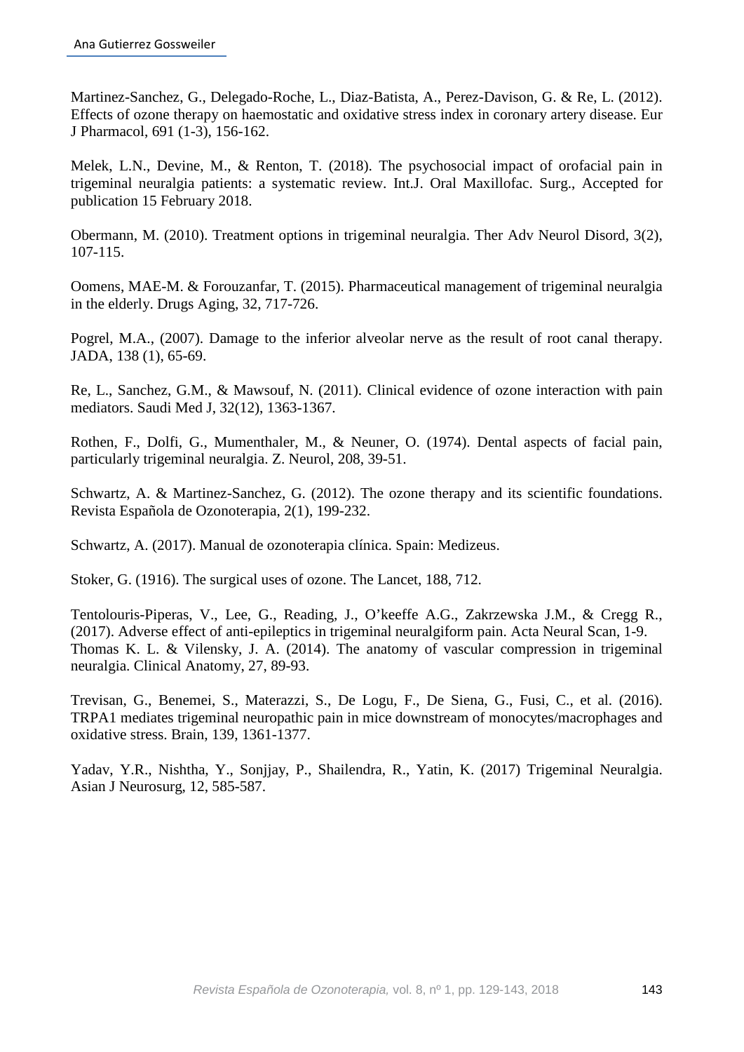Martinez-Sanchez, G., Delegado-Roche, L., Diaz-Batista, A., Perez-Davison, G. & Re, L. (2012). Effects of ozone therapy on haemostatic and oxidative stress index in coronary artery disease. Eur J Pharmacol, 691 (1-3), 156-162.

Melek, L.N., Devine, M., & Renton, T. (2018). The psychosocial impact of orofacial pain in trigeminal neuralgia patients: a systematic review. Int.J. Oral Maxillofac. Surg., Accepted for publication 15 February 2018.

Obermann, M. (2010). Treatment options in trigeminal neuralgia. Ther Adv Neurol Disord, 3(2), 107-115.

Oomens, MAE-M. & Forouzanfar, T. (2015). Pharmaceutical management of trigeminal neuralgia in the elderly. Drugs Aging, 32, 717-726.

Pogrel, M.A., (2007). Damage to the inferior alveolar nerve as the result of root canal therapy. JADA, 138 (1), 65-69.

Re, L., Sanchez, G.M., & Mawsouf, N. (2011). Clinical evidence of ozone interaction with pain mediators. Saudi Med J, 32(12), 1363-1367.

Rothen, F., Dolfi, G., Mumenthaler, M., & Neuner, O. (1974). Dental aspects of facial pain, particularly trigeminal neuralgia. Z. Neurol, 208, 39-51.

Schwartz, A. & Martinez-Sanchez, G. (2012). The ozone therapy and its scientific foundations. Revista Española de Ozonoterapia, 2(1), 199-232.

Schwartz, A. (2017). Manual de ozonoterapia clínica. Spain: Medizeus.

Stoker, G. (1916). The surgical uses of ozone. The Lancet, 188, 712.

Tentolouris-Piperas, V., Lee, G., Reading, J., O'keeffe A.G., Zakrzewska J.M., & Cregg R., (2017). Adverse effect of anti-epileptics in trigeminal neuralgiform pain. Acta Neural Scan, 1-9.
Thomas K. L. & Vilensky, J. A. (2014). The anatomy of vascular compression in trigeminal neuralgia. Clinical Anatomy, 27, 89-93.

Trevisan, G., Benemei, S., Materazzi, S., De Logu, F., De Siena, G., Fusi, C., et al. (2016). TRPA1 mediates trigeminal neuropathic pain in mice downstream of monocytes/macrophages and oxidative stress. Brain, 139, 1361-1377.

Yadav, Y.R., Nishtha, Y., Sonjjay, P., Shailendra, R., Yatin, K. (2017) Trigeminal Neuralgia. Asian J Neurosurg, 12, 585-587.